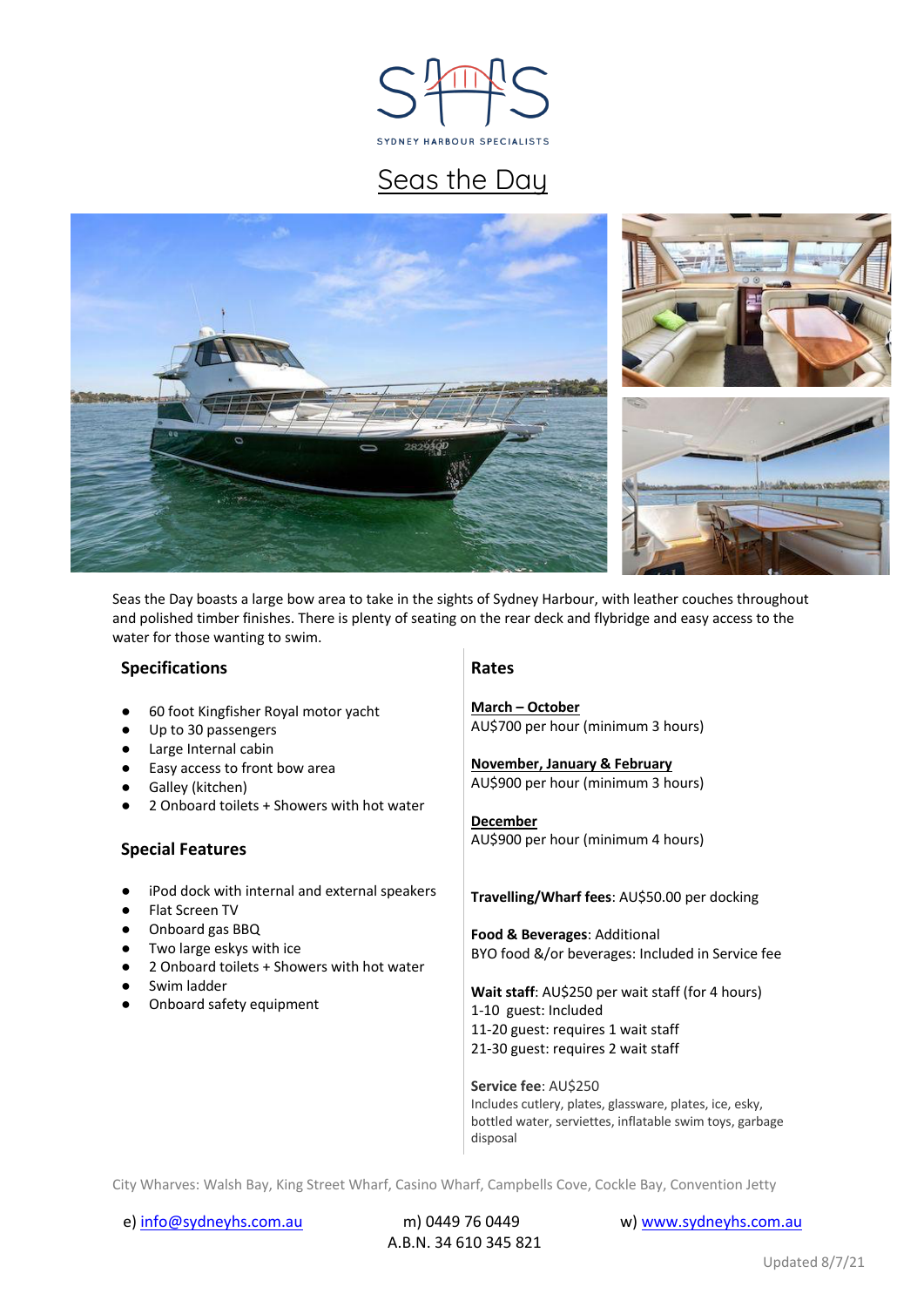SYDNEY HARBOUR SPECIALISTS

# Seas the Day

Seas the Day boasts a large bow area to take in the sights of Sydney Harbour, with leather couches throughout and polished timber finishes. There is plenty of seating on the rear deck and flybridge and easy access to the water for those wanting to swim.

## Specifications

- 60 foot Kingfisher Royal motor yacht
- Up to 30 passengers
- Large Internal cabin
- Easy access to front bow area
- Galley (kitchen)
- 2 Onboard toilets + Showers with hot water

## Special Features

- iPod dock with internal and external speakers
- Flat Screen TV
- Onboard gas BBQ
- Two large eskys with ice
- 2 Onboard toilets + Showers with hot water
- Swim ladder
- Onboard safety equipment

## Rates

**March – October**
AU$700 per hour (minimum 3 hours)

**November, January & February**
AU$900 per hour (minimum 3 hours)

**December**
AU$900 per hour (minimum 4 hours)

**Travelling/Wharf fees**: AU$50.00 per docking

**Food & Beverages**: Additional
BYO food &/or beverages: Included in Service fee

**Wait staff**: AU$250 per wait staff (for 4 hours)
1-10 guest: Included
11-20 guest: requires 1 wait staff
21-30 guest: requires 2 wait staff

**Service fee**: AU$250
Includes cutlery, plates, glassware, plates, ice, esky, bottled water, serviettes, inflatable swim toys, garbage disposal

City Wharves: Walsh Bay, King Street Wharf, Casino Wharf, Campbells Cove, Cockle Bay, Convention Jetty

e) info@sydneyhs.com.au m) 0449 76 0449 w) www.sydneyhs.com.au
A.B.N. 34 610 345 821

Updated 8/7/21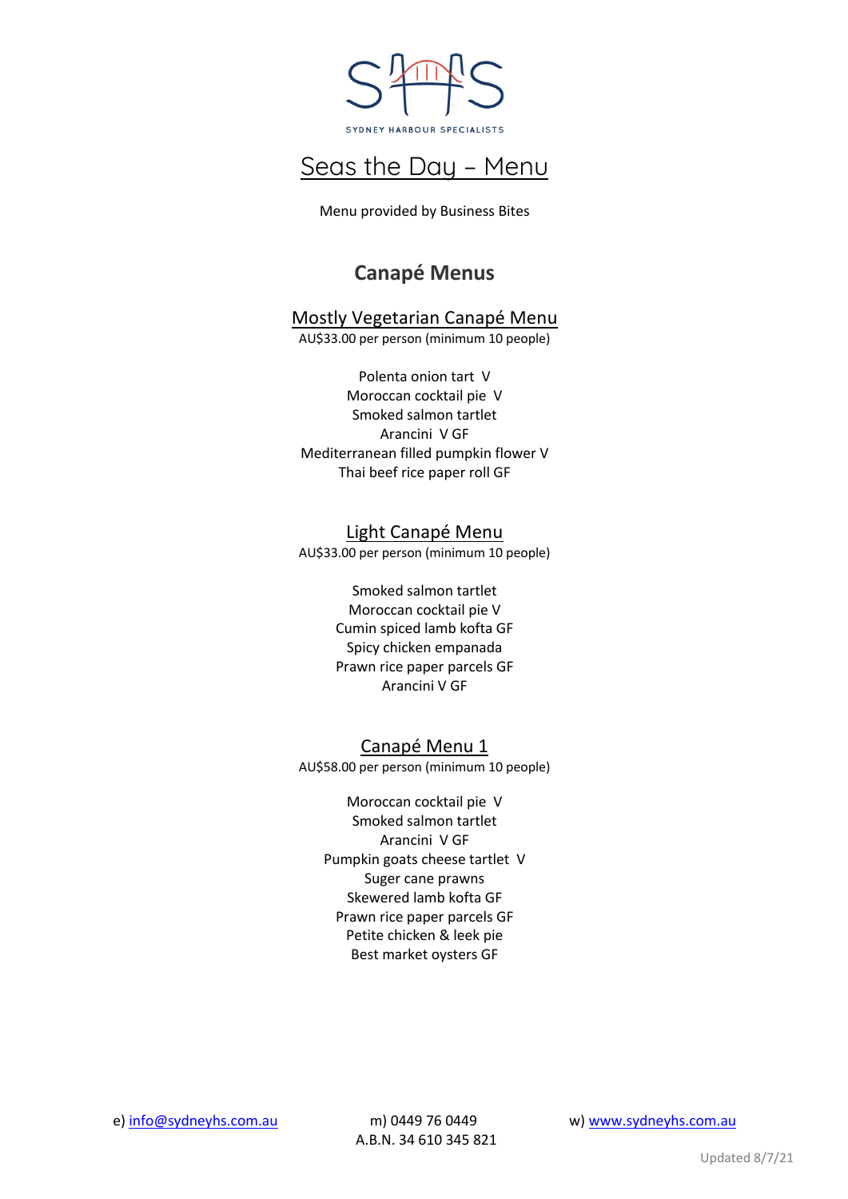# Seas the Day – Menu

Menu provided by Business Bites

## Canapé Menus

### Mostly Vegetarian Canapé Menu

AU$33.00 per person (minimum 10 people)

Polenta onion tart V
Moroccan cocktail pie V
Smoked salmon tartlet
Arancini V GF
Mediterranean filled pumpkin flower V
Thai beef rice paper roll GF

### Light Canapé Menu

AU$33.00 per person (minimum 10 people)

Smoked salmon tartlet
Moroccan cocktail pie V
Cumin spiced lamb kofta GF
Spicy chicken empanada
Prawn rice paper parcels GF
Arancini V GF

### Canapé Menu 1

AU$58.00 per person (minimum 10 people)

Moroccan cocktail pie V
Smoked salmon tartlet
Arancini V GF
Pumpkin goats cheese tartlet V
Suger cane prawns
Skewered lamb kofta GF
Prawn rice paper parcels GF
Petite chicken & leek pie
Best market oysters GF

e) info@sydneyhs.com.au m) 0449 76 0449 w) www.sydneyhs.com.au
A.B.N. 34 610 345 821

Updated 8/7/21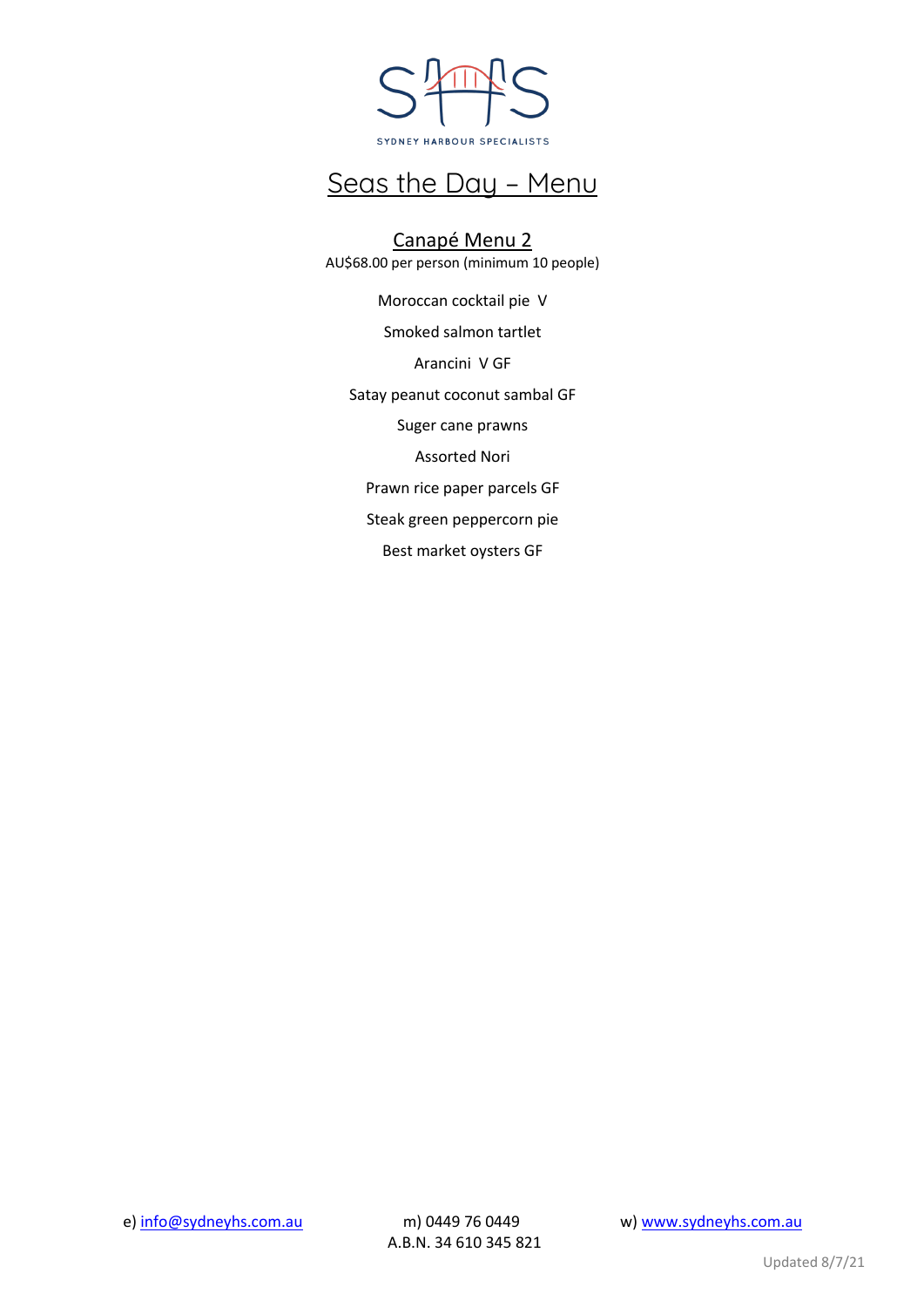SYDNEY HARBOUR SPECIALISTS

# Seas the Day – Menu

## Canapé Menu 2

AU$68.00 per person (minimum 10 people)

Moroccan cocktail pie V

Smoked salmon tartlet

Arancini V GF

Satay peanut coconut sambal GF

Suger cane prawns

Assorted Nori

Prawn rice paper parcels GF

Steak green peppercorn pie

Best market oysters GF

e) info@sydneyhs.com.au m) 0449 76 0449 w) www.sydneyhs.com.au

A.B.N. 34 610 345 821

Updated 8/7/21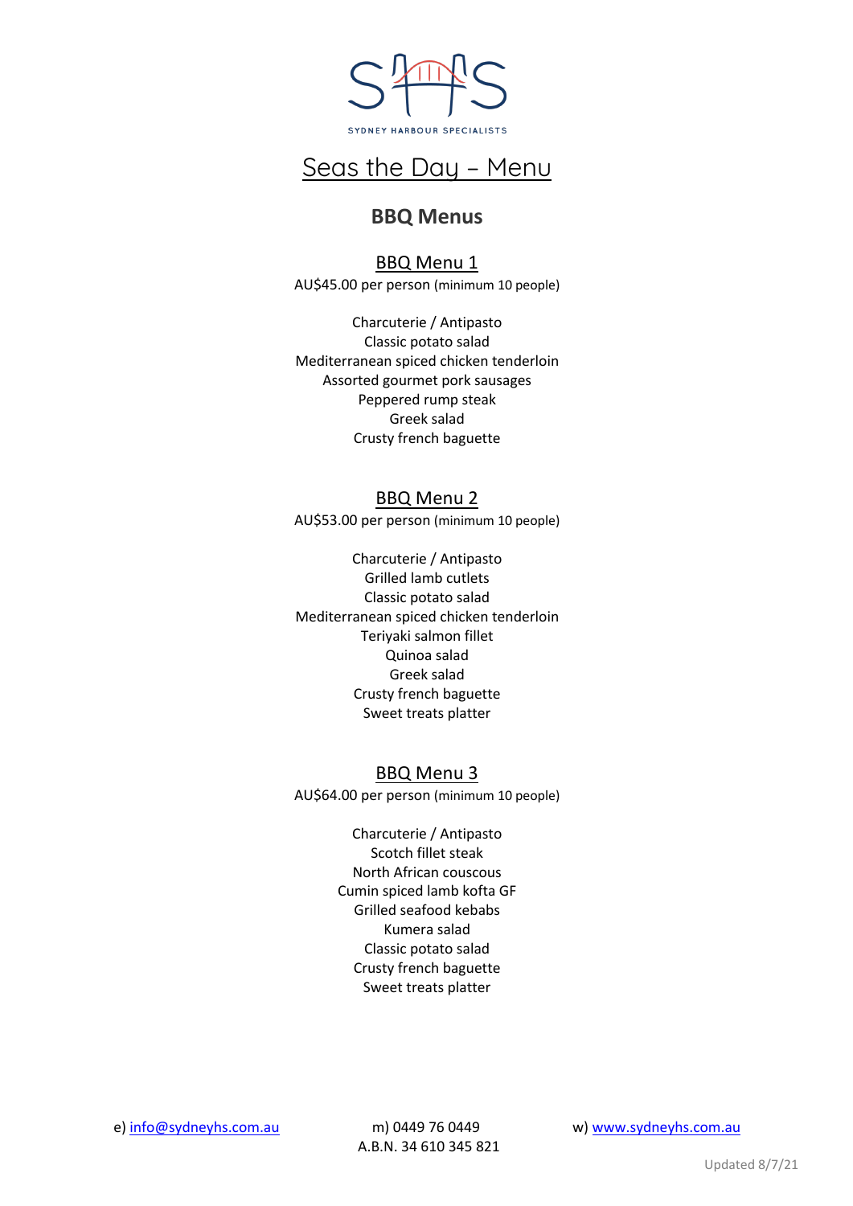SYDNEY HARBOUR SPECIALISTS

# Seas the Day – Menu

## BBQ Menus

### BBQ Menu 1

AU$45.00 per person (minimum 10 people)

Charcuterie / Antipasto
Classic potato salad
Mediterranean spiced chicken tenderloin
Assorted gourmet pork sausages
Peppered rump steak
Greek salad
Crusty french baguette

### BBQ Menu 2

AU$53.00 per person (minimum 10 people)

Charcuterie / Antipasto
Grilled lamb cutlets
Classic potato salad
Mediterranean spiced chicken tenderloin
Teriyaki salmon fillet
Quinoa salad
Greek salad
Crusty french baguette
Sweet treats platter

### BBQ Menu 3

AU$64.00 per person (minimum 10 people)

Charcuterie / Antipasto
Scotch fillet steak
North African couscous
Cumin spiced lamb kofta GF
Grilled seafood kebabs
Kumera salad
Classic potato salad
Crusty french baguette
Sweet treats platter

e) info@sydneyhs.com.au m) 0449 76 0449 w) www.sydneyhs.com.au
A.B.N. 34 610 345 821

Updated 8/7/21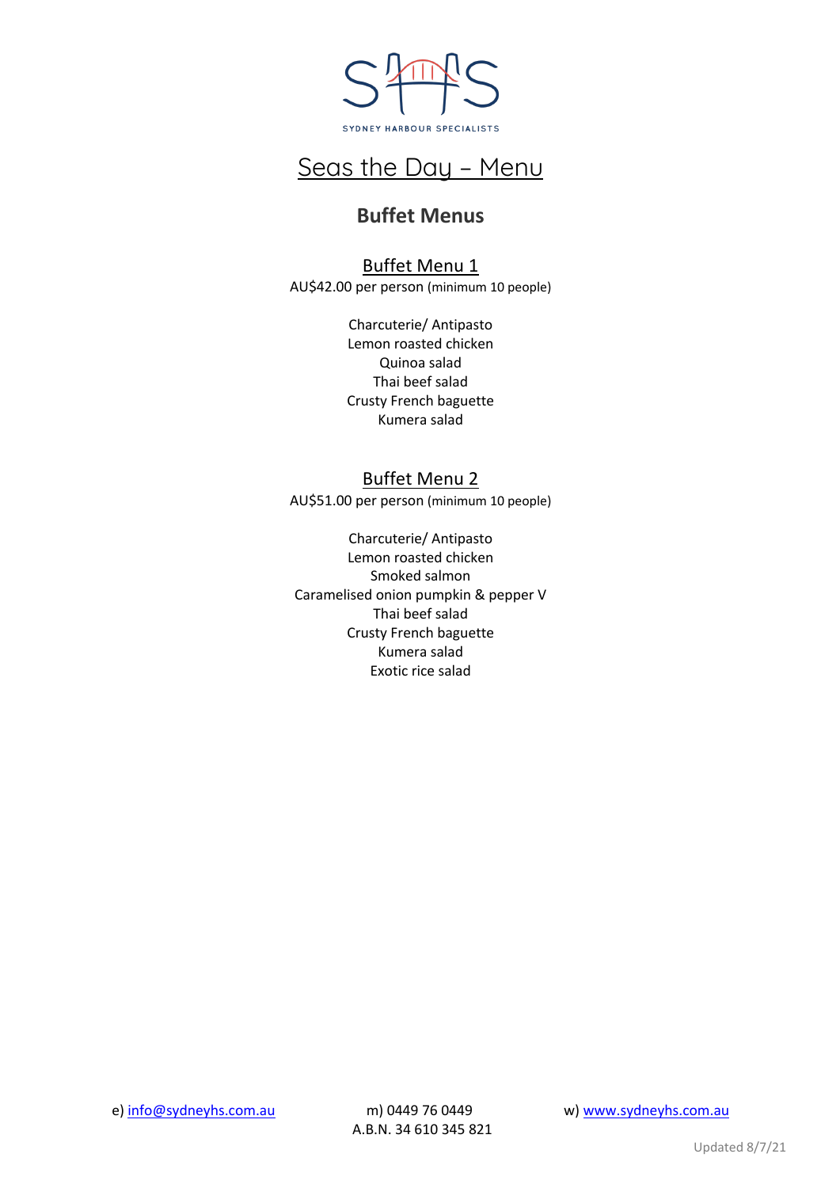SYDNEY HARBOUR SPECIALISTS

# Seas the Day – Menu

## Buffet Menus

### Buffet Menu 1

AU$42.00 per person (minimum 10 people)

Charcuterie/ Antipasto
Lemon roasted chicken
Quinoa salad
Thai beef salad
Crusty French baguette
Kumera salad

### Buffet Menu 2

AU$51.00 per person (minimum 10 people)

Charcuterie/ Antipasto
Lemon roasted chicken
Smoked salmon
Caramelised onion pumpkin & pepper V
Thai beef salad
Crusty French baguette
Kumera salad
Exotic rice salad

e) info@sydneyhs.com.au m) 0449 76 0449 w) www.sydneyhs.com.au
A.B.N. 34 610 345 821

Updated 8/7/21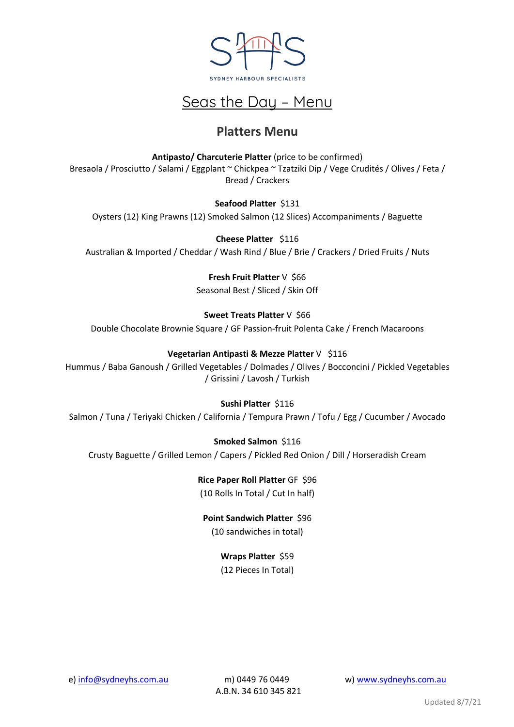SYDNEY HARBOUR SPECIALISTS

# Seas the Day – Menu

## Platters Menu

**Antipasto/ Charcuterie Platter** (price to be confirmed)
Bresaola / Prosciutto / Salami / Eggplant ~ Chickpea ~ Tzatziki Dip / Vege Crudités / Olives / Feta / Bread / Crackers

**Seafood Platter** $131
Oysters (12) King Prawns (12) Smoked Salmon (12 Slices) Accompaniments / Baguette

**Cheese Platter** $116
Australian & Imported / Cheddar / Wash Rind / Blue / Brie / Crackers / Dried Fruits / Nuts

**Fresh Fruit Platter** V $66
Seasonal Best / Sliced / Skin Off

**Sweet Treats Platter** V $66
Double Chocolate Brownie Square / GF Passion-fruit Polenta Cake / French Macaroons

**Vegetarian Antipasti & Mezze Platter** V $116
Hummus / Baba Ganoush / Grilled Vegetables / Dolmades / Olives / Bocconcini / Pickled Vegetables / Grissini / Lavosh / Turkish

**Sushi Platter** $116
Salmon / Tuna / Teriyaki Chicken / California / Tempura Prawn / Tofu / Egg / Cucumber / Avocado

**Smoked Salmon** $116
Crusty Baguette / Grilled Lemon / Capers / Pickled Red Onion / Dill / Horseradish Cream

**Rice Paper Roll Platter** GF $96
(10 Rolls In Total / Cut In half)

**Point Sandwich Platter** $96
(10 sandwiches in total)

**Wraps Platter** $59
(12 Pieces In Total)

e) info@sydneyhs.com.au m) 0449 76 0449 w) www.sydneyhs.com.au
A.B.N. 34 610 345 821

Updated 8/7/21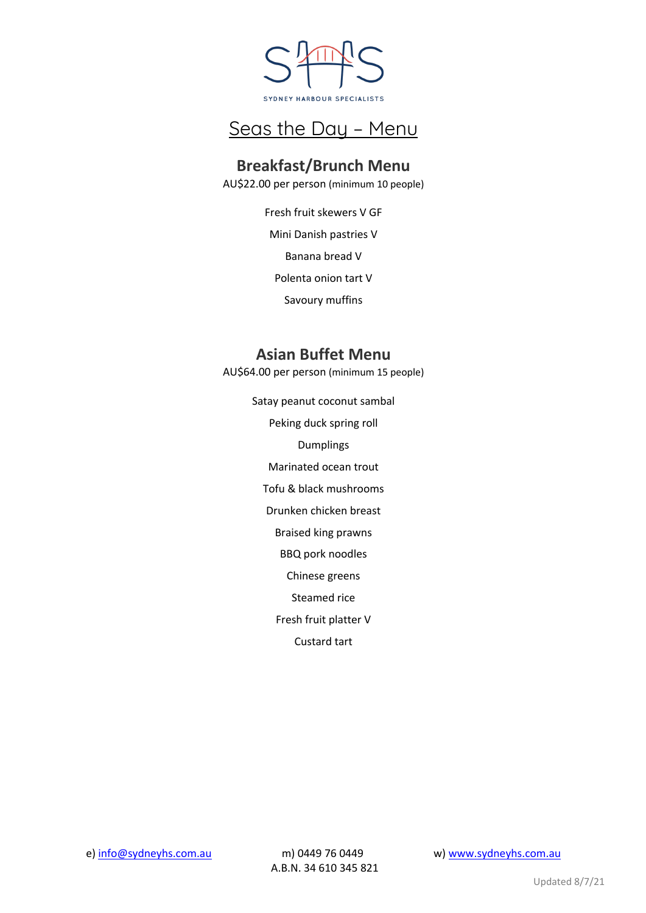SYDNEY HARBOUR SPECIALISTS

# Seas the Day – Menu

## Breakfast/Brunch Menu

AU$22.00 per person (minimum 10 people)

Fresh fruit skewers V GF

Mini Danish pastries V

Banana bread V

Polenta onion tart V

Savoury muffins

## Asian Buffet Menu

AU$64.00 per person (minimum 15 people)

Satay peanut coconut sambal

Peking duck spring roll

Dumplings

Marinated ocean trout

Tofu & black mushrooms

Drunken chicken breast

Braised king prawns

BBQ pork noodles

Chinese greens

Steamed rice

Fresh fruit platter V

Custard tart

e) info@sydneyhs.com.au m) 0449 76 0449 w) www.sydneyhs.com.au

A.B.N. 34 610 345 821

Updated 8/7/21